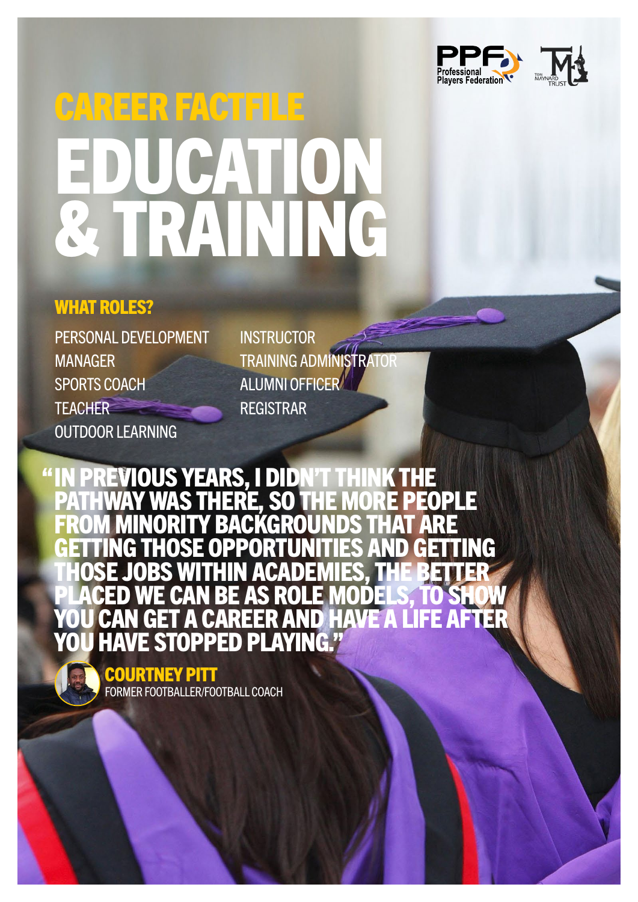# CAREER FACTFILE

# EDUCATION & TRAINING

## WHAT ROLES?

- PERSONAL DEVELOPMENT MANAGER
- SPORTS COACH
- TEACHER
- OUTDOOR LEARNING
- INSTRUCTOR
- TRAINING ADMINISTRATOR
- ALUMNI OFFICER
- REGISTRAR

**"IN PREVIOUS YEARS, I DIDN'T THINK THE PATHWAY WAS THERE, SO THE MORE PEOPLE FROM MINORITY BACKGROUNDS THAT ARE GETTING THOSE OPPORTUNITIES AND GETTING THOSE JOBS WITHIN ACADEMIES, THE BETTER PLACED WE CAN BE AS ROLE MODELS, TO SHOW YOU CAN GET A CAREER AND HAVE A LIFE AFTER YOU HAVE STOPPED PLAYING."**

**COURTNEY PITT**
FORMER FOOTBALLER/FOOTBALL COACH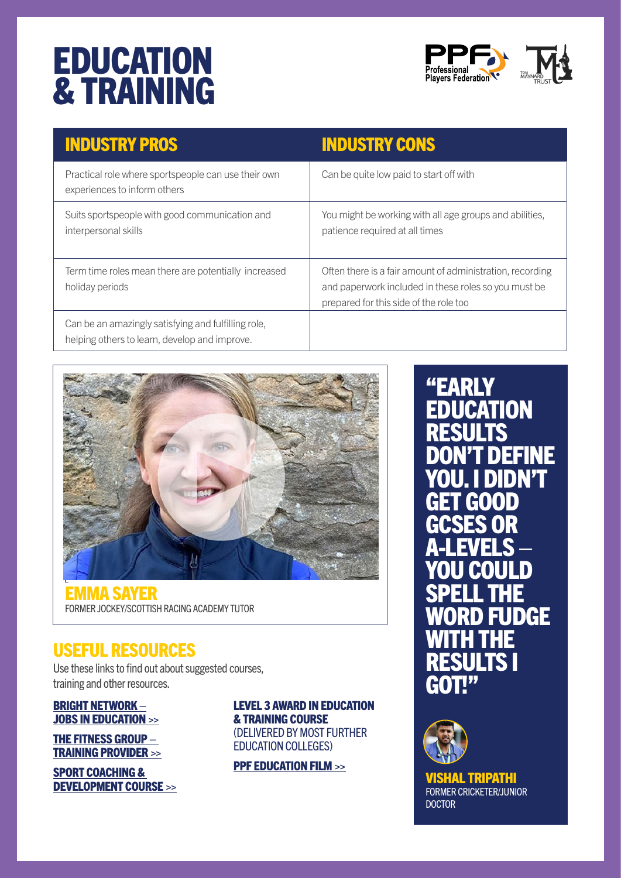# EDUCATION & TRAINING

| INDUSTRY PROS | INDUSTRY CONS |
| --- | --- |
| Practical role where sportspeople can use their own experiences to inform others | Can be quite low paid to start off with |
| Suits sportspeople with good communication and interpersonal skills | You might be working with all age groups and abilities, patience required at all times |
| Term time roles mean there are potentially increased holiday periods | Often there is a fair amount of administration, recording and paperwork included in these roles so you must be prepared for this side of the role too |
| Can be an amazingly satisfying and fulfilling role, helping others to learn, develop and improve. | |

**EMMA SAYER**
FORMER JOCKEY/SCOTTISH RACING ACADEMY TUTOR

## USEFUL RESOURCES

Use these links to find out about suggested courses, training and other resources.

**BRIGHT NETWORK – JOBS IN EDUCATION >>**

**THE FITNESS GROUP – TRAINING PROVIDER >>**

**SPORT COACHING & DEVELOPMENT COURSE >>**

**LEVEL 3 AWARD IN EDUCATION & TRAINING COURSE** (DELIVERED BY MOST FURTHER EDUCATION COLLEGES)

**PPF EDUCATION FILM >>**

**"EARLY EDUCATION RESULTS DON'T DEFINE YOU. I DIDN'T GET GOOD GCSES OR A-LEVELS – YOU COULD SPELL THE WORD FUDGE WITH THE RESULTS I GOT!"**

**VISHAL TRIPATHI**
FORMER CRICKETER/JUNIOR DOCTOR